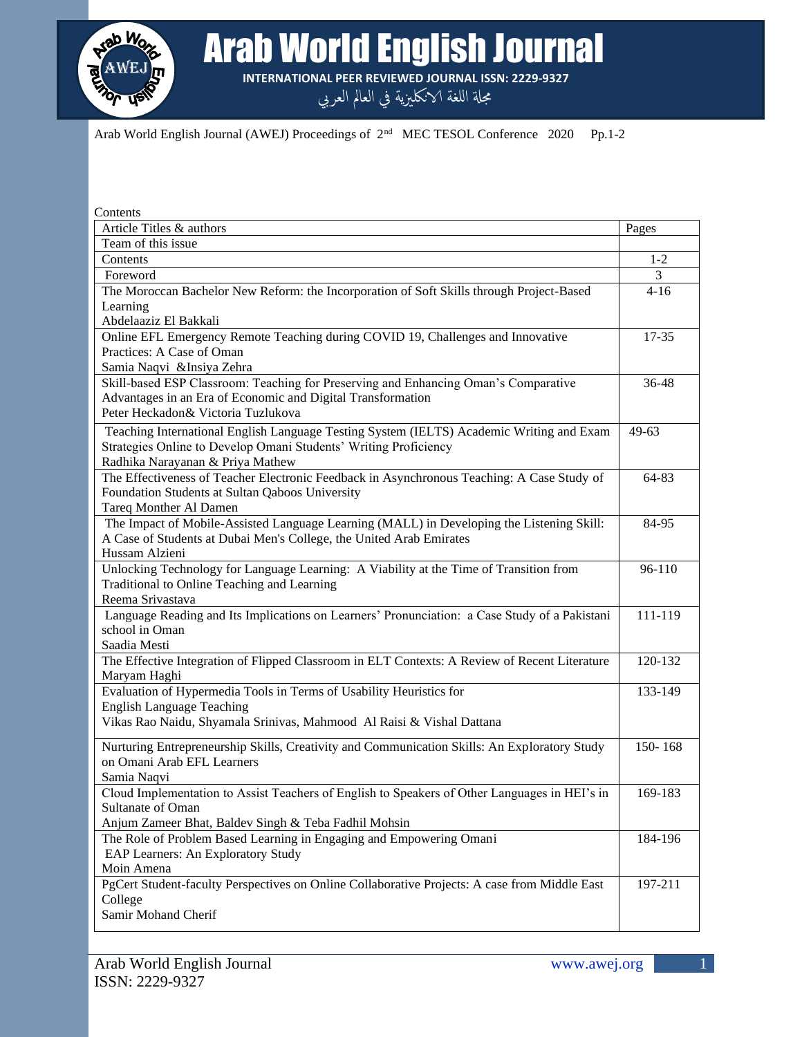Contents

| Article Titles & authors | Pages |
| --- | --- |
| Team of this issue | |
| Contents | 1-2 |
| Foreword | 3 |
| The Moroccan Bachelor New Reform: the Incorporation of Soft Skills through Project-Based Learning<br>Abdelaaziz El Bakkali | 4-16 |
| Online EFL Emergency Remote Teaching during COVID 19, Challenges and Innovative Practices: A Case of Oman<br>Samia Naqvi &Insiya Zehra | 17-35 |
| Skill-based ESP Classroom: Teaching for Preserving and Enhancing Oman's Comparative Advantages in an Era of Economic and Digital Transformation<br>Peter Heckadon& Victoria Tuzlukova | 36-48 |
| Teaching International English Language Testing System (IELTS) Academic Writing and Exam Strategies Online to Develop Omani Students' Writing Proficiency<br>Radhika Narayanan & Priya Mathew | 49-63 |
| The Effectiveness of Teacher Electronic Feedback in Asynchronous Teaching: A Case Study of Foundation Students at Sultan Qaboos University<br>Tareq Monther Al Damen | 64-83 |
| The Impact of Mobile-Assisted Language Learning (MALL) in Developing the Listening Skill: A Case of Students at Dubai Men's College, the United Arab Emirates<br>Hussam Alzieni | 84-95 |
| Unlocking Technology for Language Learning: A Viability at the Time of Transition from Traditional to Online Teaching and Learning<br>Reema Srivastava | 96-110 |
| Language Reading and Its Implications on Learners' Pronunciation: a Case Study of a Pakistani school in Oman<br>Saadia Mesti | 111-119 |
| The Effective Integration of Flipped Classroom in ELT Contexts: A Review of Recent Literature<br>Maryam Haghi | 120-132 |
| Evaluation of Hypermedia Tools in Terms of Usability Heuristics for English Language Teaching<br>Vikas Rao Naidu, Shyamala Srinivas, Mahmood Al Raisi & Vishal Dattana | 133-149 |
| Nurturing Entrepreneurship Skills, Creativity and Communication Skills: An Exploratory Study on Omani Arab EFL Learners<br>Samia Naqvi | 150- 168 |
| Cloud Implementation to Assist Teachers of English to Speakers of Other Languages in HEI's in Sultanate of Oman<br>Anjum Zameer Bhat, Baldev Singh & Teba Fadhil Mohsin | 169-183 |
| The Role of Problem Based Learning in Engaging and Empowering Omani EAP Learners: An Exploratory Study<br>Moin Amena | 184-196 |
| PgCert Student-faculty Perspectives on Online Collaborative Projects: A case from Middle East College<br>Samir Mohand Cherif | 197-211 |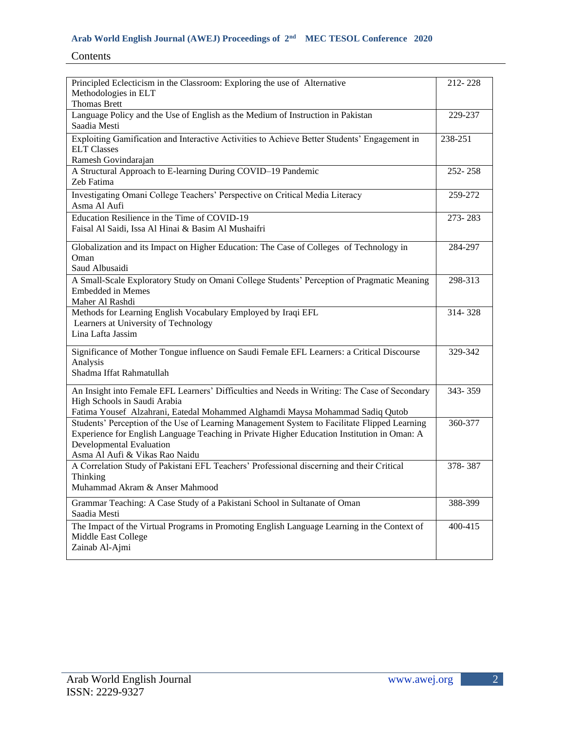Contents

| | |
|---|---|
| Principled Eclecticism in the Classroom: Exploring the use of Alternative Methodologies in ELT<br>Thomas Brett | 212- 228 |
| Language Policy and the Use of English as the Medium of Instruction in Pakistan<br>Saadia Mesti | 229-237 |
| Exploiting Gamification and Interactive Activities to Achieve Better Students' Engagement in ELT Classes<br>Ramesh Govindarajan | 238-251 |
| A Structural Approach to E-learning During COVID–19 Pandemic<br>Zeb Fatima | 252- 258 |
| Investigating Omani College Teachers' Perspective on Critical Media Literacy<br>Asma Al Aufi | 259-272 |
| Education Resilience in the Time of COVID-19<br>Faisal Al Saidi, Issa Al Hinai & Basim Al Mushaifri | 273- 283 |
| Globalization and its Impact on Higher Education: The Case of Colleges of Technology in Oman<br>Saud Albusaidi | 284-297 |
| A Small-Scale Exploratory Study on Omani College Students' Perception of Pragmatic Meaning Embedded in Memes<br>Maher Al Rashdi | 298-313 |
| Methods for Learning English Vocabulary Employed by Iraqi EFL Learners at University of Technology<br>Lina Lafta Jassim | 314- 328 |
| Significance of Mother Tongue influence on Saudi Female EFL Learners: a Critical Discourse Analysis<br>Shadma Iffat Rahmatullah | 329-342 |
| An Insight into Female EFL Learners' Difficulties and Needs in Writing: The Case of Secondary High Schools in Saudi Arabia<br>Fatima Yousef Alzahrani, Eatedal Mohammed Alghamdi Maysa Mohammad Sadiq Qutob | 343- 359 |
| Students' Perception of the Use of Learning Management System to Facilitate Flipped Learning Experience for English Language Teaching in Private Higher Education Institution in Oman: A Developmental Evaluation<br>Asma Al Aufi & Vikas Rao Naidu | 360-377 |
| A Correlation Study of Pakistani EFL Teachers' Professional discerning and their Critical Thinking<br>Muhammad Akram & Anser Mahmood | 378- 387 |
| Grammar Teaching: A Case Study of a Pakistani School in Sultanate of Oman<br>Saadia Mesti | 388-399 |
| The Impact of the Virtual Programs in Promoting English Language Learning in the Context of Middle East College<br>Zainab Al-Ajmi | 400-415 |